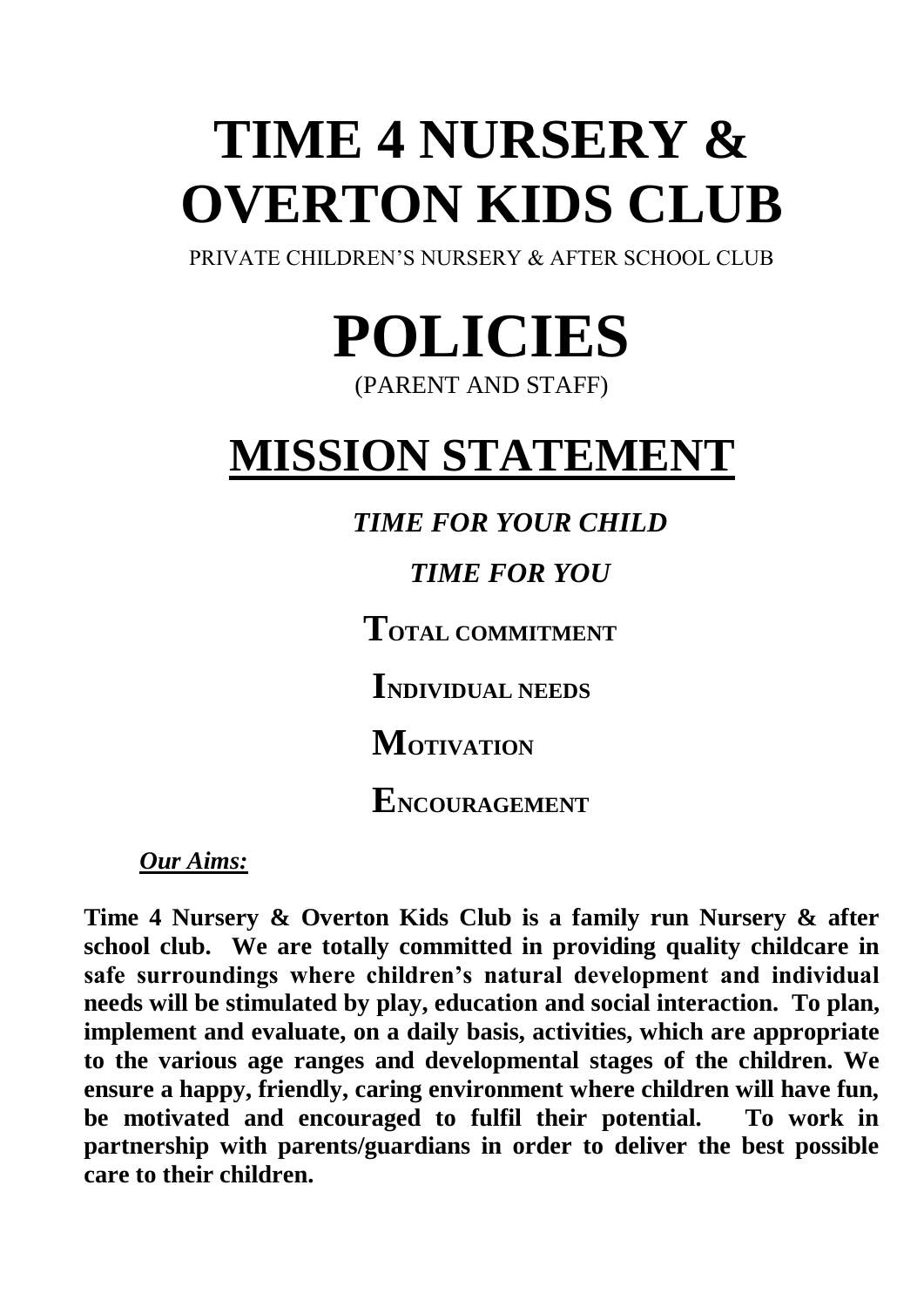# TIME 4 NURSERY & OVERTON KIDS CLUB

PRIVATE CHILDREN'S NURSERY & AFTER SCHOOL CLUB

# POLICIES

(PARENT AND STAFF)

## MISSION STATEMENT

***TIME FOR YOUR CHILD***

***TIME FOR YOU***

**TOTAL COMMITMENT**

**INDIVIDUAL NEEDS**

**MOTIVATION**

**ENCOURAGEMENT**

***Our Aims:***

**Time 4 Nursery & Overton Kids Club is a family run Nursery & after school club. We are totally committed in providing quality childcare in safe surroundings where children's natural development and individual needs will be stimulated by play, education and social interaction. To plan, implement and evaluate, on a daily basis, activities, which are appropriate to the various age ranges and developmental stages of the children. We ensure a happy, friendly, caring environment where children will have fun, be motivated and encouraged to fulfil their potential. To work in partnership with parents/guardians in order to deliver the best possible care to their children.**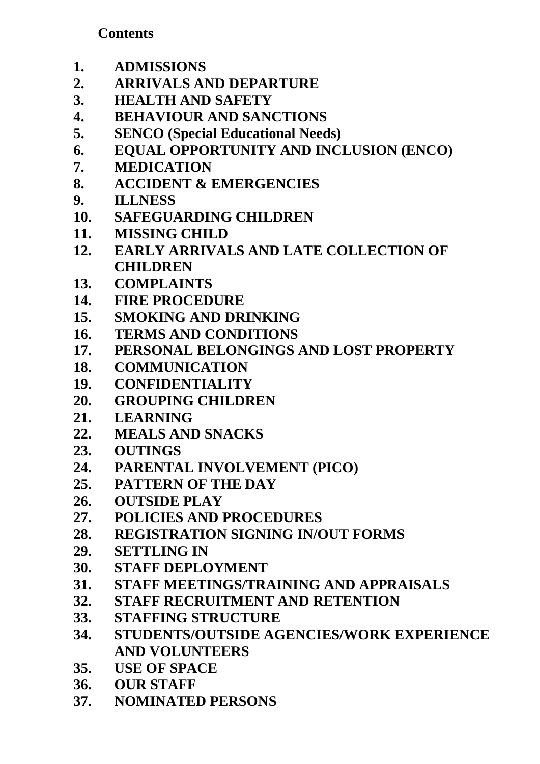**Contents**

1. **ADMISSIONS**
2. **ARRIVALS AND DEPARTURE**
3. **HEALTH AND SAFETY**
4. **BEHAVIOUR AND SANCTIONS**
5. **SENCO (Special Educational Needs)**
6. **EQUAL OPPORTUNITY AND INCLUSION (ENCO)**
7. **MEDICATION**
8. **ACCIDENT & EMERGENCIES**
9. **ILLNESS**
10. **SAFEGUARDING CHILDREN**
11. **MISSING CHILD**
12. **EARLY ARRIVALS AND LATE COLLECTION OF CHILDREN**
13. **COMPLAINTS**
14. **FIRE PROCEDURE**
15. **SMOKING AND DRINKING**
16. **TERMS AND CONDITIONS**
17. **PERSONAL BELONGINGS AND LOST PROPERTY**
18. **COMMUNICATION**
19. **CONFIDENTIALITY**
20. **GROUPING CHILDREN**
21. **LEARNING**
22. **MEALS AND SNACKS**
23. **OUTINGS**
24. **PARENTAL INVOLVEMENT (PICO)**
25. **PATTERN OF THE DAY**
26. **OUTSIDE PLAY**
27. **POLICIES AND PROCEDURES**
28. **REGISTRATION SIGNING IN/OUT FORMS**
29. **SETTLING IN**
30. **STAFF DEPLOYMENT**
31. **STAFF MEETINGS/TRAINING AND APPRAISALS**
32. **STAFF RECRUITMENT AND RETENTION**
33. **STAFFING STRUCTURE**
34. **STUDENTS/OUTSIDE AGENCIES/WORK EXPERIENCE AND VOLUNTEERS**
35. **USE OF SPACE**
36. **OUR STAFF**
37. **NOMINATED PERSONS**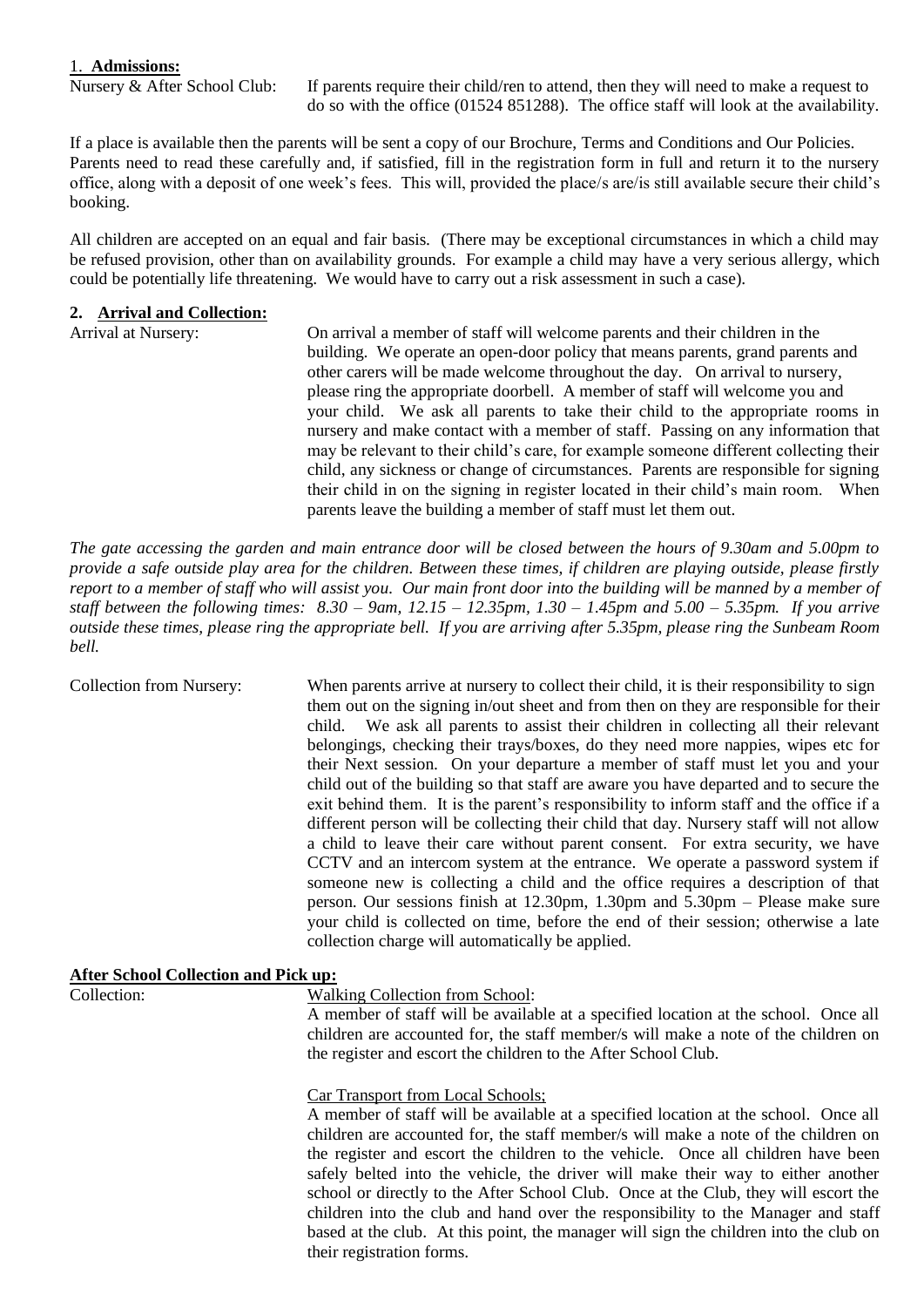## 1. **Admissions:**

Nursery & After School Club: If parents require their child/ren to attend, then they will need to make a request to do so with the office (01524 851288). The office staff will look at the availability.

If a place is available then the parents will be sent a copy of our Brochure, Terms and Conditions and Our Policies. Parents need to read these carefully and, if satisfied, fill in the registration form in full and return it to the nursery office, along with a deposit of one week's fees. This will, provided the place/s are/is still available secure their child's booking.

All children are accepted on an equal and fair basis. (There may be exceptional circumstances in which a child may be refused provision, other than on availability grounds. For example a child may have a very serious allergy, which could be potentially life threatening. We would have to carry out a risk assessment in such a case).

## 2. **Arrival and Collection:**

Arrival at Nursery: On arrival a member of staff will welcome parents and their children in the building. We operate an open-door policy that means parents, grand parents and other carers will be made welcome throughout the day. On arrival to nursery, please ring the appropriate doorbell. A member of staff will welcome you and your child. We ask all parents to take their child to the appropriate rooms in nursery and make contact with a member of staff. Passing on any information that may be relevant to their child's care, for example someone different collecting their child, any sickness or change of circumstances. Parents are responsible for signing their child in on the signing in register located in their child's main room. When parents leave the building a member of staff must let them out.

*The gate accessing the garden and main entrance door will be closed between the hours of 9.30am and 5.00pm to provide a safe outside play area for the children. Between these times, if children are playing outside, please firstly report to a member of staff who will assist you. Our main front door into the building will be manned by a member of staff between the following times: 8.30 – 9am, 12.15 – 12.35pm, 1.30 – 1.45pm and 5.00 – 5.35pm. If you arrive outside these times, please ring the appropriate bell. If you are arriving after 5.35pm, please ring the Sunbeam Room bell.*

Collection from Nursery: When parents arrive at nursery to collect their child, it is their responsibility to sign them out on the signing in/out sheet and from then on they are responsible for their child. We ask all parents to assist their children in collecting all their relevant belongings, checking their trays/boxes, do they need more nappies, wipes etc for their Next session. On your departure a member of staff must let you and your child out of the building so that staff are aware you have departed and to secure the exit behind them. It is the parent's responsibility to inform staff and the office if a different person will be collecting their child that day. Nursery staff will not allow a child to leave their care without parent consent. For extra security, we have CCTV and an intercom system at the entrance. We operate a password system if someone new is collecting a child and the office requires a description of that person. Our sessions finish at 12.30pm, 1.30pm and 5.30pm – Please make sure your child is collected on time, before the end of their session; otherwise a late collection charge will automatically be applied.

### **After School Collection and Pick up:**

Collection: Walking Collection from School:

A member of staff will be available at a specified location at the school. Once all children are accounted for, the staff member/s will make a note of the children on the register and escort the children to the After School Club.

Car Transport from Local Schools;

A member of staff will be available at a specified location at the school. Once all children are accounted for, the staff member/s will make a note of the children on the register and escort the children to the vehicle. Once all children have been safely belted into the vehicle, the driver will make their way to either another school or directly to the After School Club. Once at the Club, they will escort the children into the club and hand over the responsibility to the Manager and staff based at the club. At this point, the manager will sign the children into the club on their registration forms.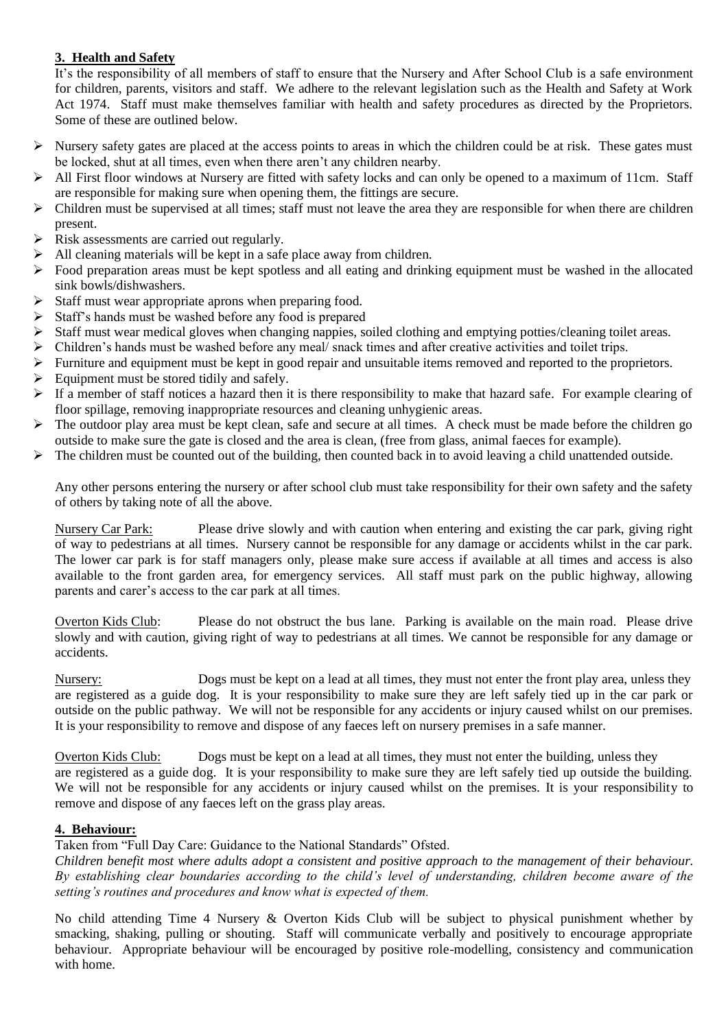## 3. Health and Safety

It's the responsibility of all members of staff to ensure that the Nursery and After School Club is a safe environment for children, parents, visitors and staff. We adhere to the relevant legislation such as the Health and Safety at Work Act 1974. Staff must make themselves familiar with health and safety procedures as directed by the Proprietors. Some of these are outlined below.

- Nursery safety gates are placed at the access points to areas in which the children could be at risk. These gates must be locked, shut at all times, even when there aren't any children nearby.
- All First floor windows at Nursery are fitted with safety locks and can only be opened to a maximum of 11cm. Staff are responsible for making sure when opening them, the fittings are secure.
- Children must be supervised at all times; staff must not leave the area they are responsible for when there are children present.
- Risk assessments are carried out regularly.
- All cleaning materials will be kept in a safe place away from children.
- Food preparation areas must be kept spotless and all eating and drinking equipment must be washed in the allocated sink bowls/dishwashers.
- Staff must wear appropriate aprons when preparing food.
- Staff's hands must be washed before any food is prepared
- Staff must wear medical gloves when changing nappies, soiled clothing and emptying potties/cleaning toilet areas.
- Children's hands must be washed before any meal/ snack times and after creative activities and toilet trips.
- Furniture and equipment must be kept in good repair and unsuitable items removed and reported to the proprietors.
- Equipment must be stored tidily and safely.
- If a member of staff notices a hazard then it is there responsibility to make that hazard safe. For example clearing of floor spillage, removing inappropriate resources and cleaning unhygienic areas.
- The outdoor play area must be kept clean, safe and secure at all times. A check must be made before the children go outside to make sure the gate is closed and the area is clean, (free from glass, animal faeces for example).
- The children must be counted out of the building, then counted back in to avoid leaving a child unattended outside.

Any other persons entering the nursery or after school club must take responsibility for their own safety and the safety of others by taking note of all the above.

Nursery Car Park: Please drive slowly and with caution when entering and existing the car park, giving right of way to pedestrians at all times. Nursery cannot be responsible for any damage or accidents whilst in the car park. The lower car park is for staff managers only, please make sure access if available at all times and access is also available to the front garden area, for emergency services. All staff must park on the public highway, allowing parents and carer's access to the car park at all times.

Overton Kids Club: Please do not obstruct the bus lane. Parking is available on the main road. Please drive slowly and with caution, giving right of way to pedestrians at all times. We cannot be responsible for any damage or accidents.

Nursery: Dogs must be kept on a lead at all times, they must not enter the front play area, unless they are registered as a guide dog. It is your responsibility to make sure they are left safely tied up in the car park or outside on the public pathway. We will not be responsible for any accidents or injury caused whilst on our premises. It is your responsibility to remove and dispose of any faeces left on nursery premises in a safe manner.

Overton Kids Club: Dogs must be kept on a lead at all times, they must not enter the building, unless they are registered as a guide dog. It is your responsibility to make sure they are left safely tied up outside the building. We will not be responsible for any accidents or injury caused whilst on the premises. It is your responsibility to remove and dispose of any faeces left on the grass play areas.

## 4. Behaviour:

Taken from "Full Day Care: Guidance to the National Standards" Ofsted.

*Children benefit most where adults adopt a consistent and positive approach to the management of their behaviour. By establishing clear boundaries according to the child's level of understanding, children become aware of the setting's routines and procedures and know what is expected of them.*

No child attending Time 4 Nursery & Overton Kids Club will be subject to physical punishment whether by smacking, shaking, pulling or shouting. Staff will communicate verbally and positively to encourage appropriate behaviour. Appropriate behaviour will be encouraged by positive role-modelling, consistency and communication with home.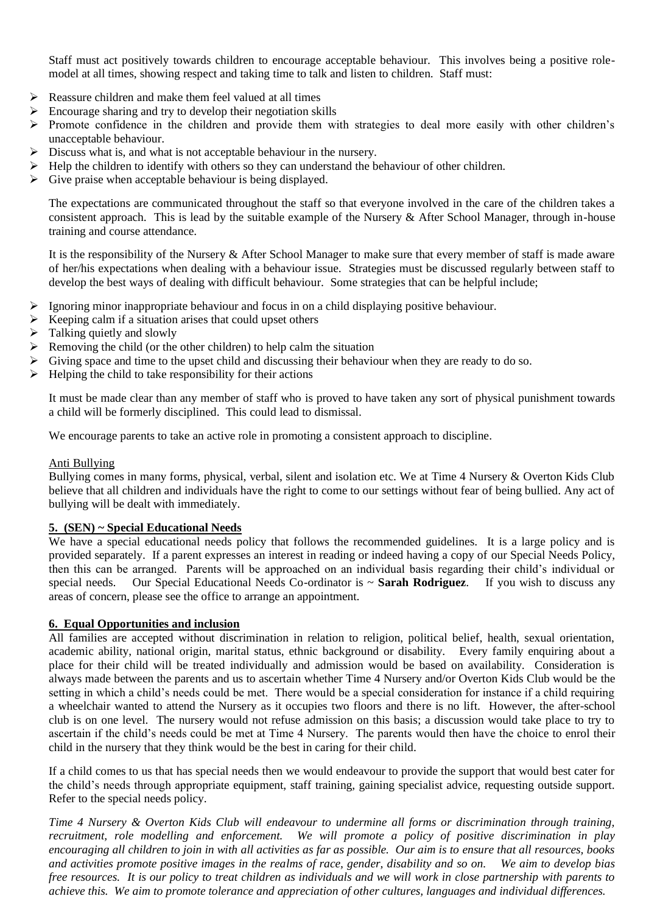Staff must act positively towards children to encourage acceptable behaviour. This involves being a positive role-model at all times, showing respect and taking time to talk and listen to children. Staff must:

- Reassure children and make them feel valued at all times
- Encourage sharing and try to develop their negotiation skills
- Promote confidence in the children and provide them with strategies to deal more easily with other children's unacceptable behaviour.
- Discuss what is, and what is not acceptable behaviour in the nursery.
- Help the children to identify with others so they can understand the behaviour of other children.
- Give praise when acceptable behaviour is being displayed.

The expectations are communicated throughout the staff so that everyone involved in the care of the children takes a consistent approach. This is lead by the suitable example of the Nursery & After School Manager, through in-house training and course attendance.

It is the responsibility of the Nursery & After School Manager to make sure that every member of staff is made aware of her/his expectations when dealing with a behaviour issue. Strategies must be discussed regularly between staff to develop the best ways of dealing with difficult behaviour. Some strategies that can be helpful include;

- Ignoring minor inappropriate behaviour and focus in on a child displaying positive behaviour.
- Keeping calm if a situation arises that could upset others
- Talking quietly and slowly
- Removing the child (or the other children) to help calm the situation
- Giving space and time to the upset child and discussing their behaviour when they are ready to do so.
- Helping the child to take responsibility for their actions

It must be made clear than any member of staff who is proved to have taken any sort of physical punishment towards a child will be formerly disciplined. This could lead to dismissal.

We encourage parents to take an active role in promoting a consistent approach to discipline.

Anti Bullying

Bullying comes in many forms, physical, verbal, silent and isolation etc. We at Time 4 Nursery & Overton Kids Club believe that all children and individuals have the right to come to our settings without fear of being bullied. Any act of bullying will be dealt with immediately.

## 5. (SEN) ~ Special Educational Needs

We have a special educational needs policy that follows the recommended guidelines. It is a large policy and is provided separately. If a parent expresses an interest in reading or indeed having a copy of our Special Needs Policy, then this can be arranged. Parents will be approached on an individual basis regarding their child's individual or special needs. Our Special Educational Needs Co-ordinator is ~ **Sarah Rodriguez**. If you wish to discuss any areas of concern, please see the office to arrange an appointment.

## 6. Equal Opportunities and inclusion

All families are accepted without discrimination in relation to religion, political belief, health, sexual orientation, academic ability, national origin, marital status, ethnic background or disability. Every family enquiring about a place for their child will be treated individually and admission would be based on availability. Consideration is always made between the parents and us to ascertain whether Time 4 Nursery and/or Overton Kids Club would be the setting in which a child's needs could be met. There would be a special consideration for instance if a child requiring a wheelchair wanted to attend the Nursery as it occupies two floors and there is no lift. However, the after-school club is on one level. The nursery would not refuse admission on this basis; a discussion would take place to try to ascertain if the child's needs could be met at Time 4 Nursery. The parents would then have the choice to enrol their child in the nursery that they think would be the best in caring for their child.

If a child comes to us that has special needs then we would endeavour to provide the support that would best cater for the child's needs through appropriate equipment, staff training, gaining specialist advice, requesting outside support. Refer to the special needs policy.

*Time 4 Nursery & Overton Kids Club will endeavour to undermine all forms or discrimination through training, recruitment, role modelling and enforcement. We will promote a policy of positive discrimination in play encouraging all children to join in with all activities as far as possible. Our aim is to ensure that all resources, books and activities promote positive images in the realms of race, gender, disability and so on. We aim to develop bias free resources. It is our policy to treat children as individuals and we will work in close partnership with parents to achieve this. We aim to promote tolerance and appreciation of other cultures, languages and individual differences.*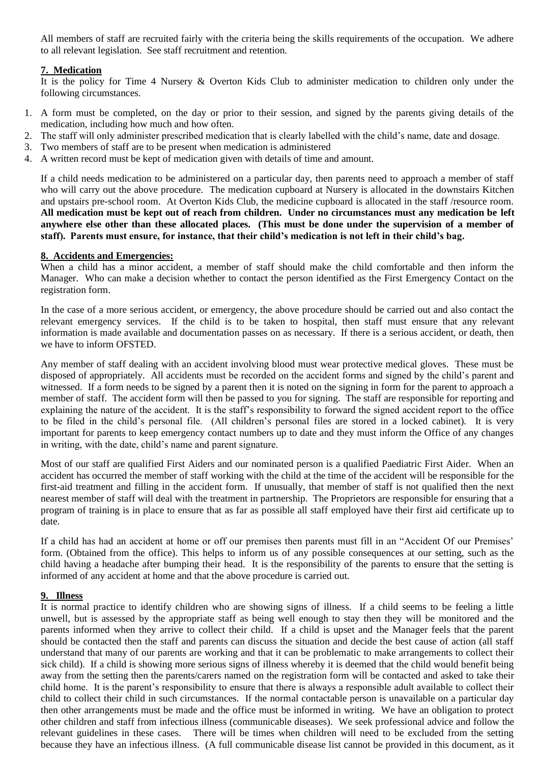All members of staff are recruited fairly with the criteria being the skills requirements of the occupation. We adhere to all relevant legislation. See staff recruitment and retention.

## **7. Medication**

It is the policy for Time 4 Nursery & Overton Kids Club to administer medication to children only under the following circumstances.

1. A form must be completed, on the day or prior to their session, and signed by the parents giving details of the medication, including how much and how often.
2. The staff will only administer prescribed medication that is clearly labelled with the child's name, date and dosage.
3. Two members of staff are to be present when medication is administered
4. A written record must be kept of medication given with details of time and amount.

If a child needs medication to be administered on a particular day, then parents need to approach a member of staff who will carry out the above procedure. The medication cupboard at Nursery is allocated in the downstairs Kitchen and upstairs pre-school room. At Overton Kids Club, the medicine cupboard is allocated in the staff /resource room. **All medication must be kept out of reach from children. Under no circumstances must any medication be left anywhere else other than these allocated places. (This must be done under the supervision of a member of staff). Parents must ensure, for instance, that their child's medication is not left in their child's bag.**

## **8. Accidents and Emergencies:**

When a child has a minor accident, a member of staff should make the child comfortable and then inform the Manager. Who can make a decision whether to contact the person identified as the First Emergency Contact on the registration form.

In the case of a more serious accident, or emergency, the above procedure should be carried out and also contact the relevant emergency services. If the child is to be taken to hospital, then staff must ensure that any relevant information is made available and documentation passes on as necessary. If there is a serious accident, or death, then we have to inform OFSTED.

Any member of staff dealing with an accident involving blood must wear protective medical gloves. These must be disposed of appropriately. All accidents must be recorded on the accident forms and signed by the child's parent and witnessed. If a form needs to be signed by a parent then it is noted on the signing in form for the parent to approach a member of staff. The accident form will then be passed to you for signing. The staff are responsible for reporting and explaining the nature of the accident. It is the staff's responsibility to forward the signed accident report to the office to be filed in the child's personal file. (All children's personal files are stored in a locked cabinet). It is very important for parents to keep emergency contact numbers up to date and they must inform the Office of any changes in writing, with the date, child's name and parent signature.

Most of our staff are qualified First Aiders and our nominated person is a qualified Paediatric First Aider. When an accident has occurred the member of staff working with the child at the time of the accident will be responsible for the first-aid treatment and filling in the accident form. If unusually, that member of staff is not qualified then the next nearest member of staff will deal with the treatment in partnership. The Proprietors are responsible for ensuring that a program of training is in place to ensure that as far as possible all staff employed have their first aid certificate up to date.

If a child has had an accident at home or off our premises then parents must fill in an "Accident Of our Premises' form. (Obtained from the office). This helps to inform us of any possible consequences at our setting, such as the child having a headache after bumping their head. It is the responsibility of the parents to ensure that the setting is informed of any accident at home and that the above procedure is carried out.

## **9. Illness**

It is normal practice to identify children who are showing signs of illness. If a child seems to be feeling a little unwell, but is assessed by the appropriate staff as being well enough to stay then they will be monitored and the parents informed when they arrive to collect their child. If a child is upset and the Manager feels that the parent should be contacted then the staff and parents can discuss the situation and decide the best cause of action (all staff understand that many of our parents are working and that it can be problematic to make arrangements to collect their sick child). If a child is showing more serious signs of illness whereby it is deemed that the child would benefit being away from the setting then the parents/carers named on the registration form will be contacted and asked to take their child home. It is the parent's responsibility to ensure that there is always a responsible adult available to collect their child to collect their child in such circumstances. If the normal contactable person is unavailable on a particular day then other arrangements must be made and the office must be informed in writing. We have an obligation to protect other children and staff from infectious illness (communicable diseases). We seek professional advice and follow the relevant guidelines in these cases. There will be times when children will need to be excluded from the setting because they have an infectious illness. (A full communicable disease list cannot be provided in this document, as it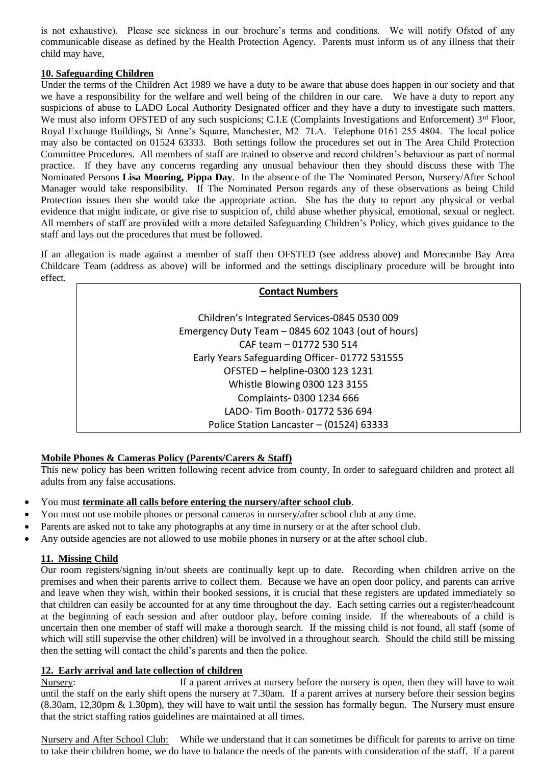is not exhaustive). Please see sickness in our brochure's terms and conditions. We will notify Ofsted of any communicable disease as defined by the Health Protection Agency. Parents must inform us of any illness that their child may have,

**10. Safeguarding Children**

Under the terms of the Children Act 1989 we have a duty to be aware that abuse does happen in our society and that we have a responsibility for the welfare and well being of the children in our care. We have a duty to report any suspicions of abuse to LADO Local Authority Designated officer and they have a duty to investigate such matters. We must also inform OFSTED of any such suspicions; C.I.E (Complaints Investigations and Enforcement) 3rd Floor, Royal Exchange Buildings, St Anne's Square, Manchester, M2 7LA. Telephone 0161 255 4804. The local police may also be contacted on 01524 63333. Both settings follow the procedures set out in The Area Child Protection Committee Procedures. All members of staff are trained to observe and record children's behaviour as part of normal practice. If they have any concerns regarding any unusual behaviour then they should discuss these with The Nominated Persons **Lisa Mooring, Pippa Day**. In the absence of the The Nominated Person, Nursery/After School Manager would take responsibility. If The Nominated Person regards any of these observations as being Child Protection issues then she would take the appropriate action. She has the duty to report any physical or verbal evidence that might indicate, or give rise to suspicion of, child abuse whether physical, emotional, sexual or neglect. All members of staff are provided with a more detailed Safeguarding Children's Policy, which gives guidance to the staff and lays out the procedures that must be followed.

If an allegation is made against a member of staff then OFSTED (see address above) and Morecambe Bay Area Childcare Team (address as above) will be informed and the settings disciplinary procedure will be brought into effect.

**Contact Numbers**

Children's Integrated Services-0845 0530 009
Emergency Duty Team – 0845 602 1043 (out of hours)
CAF team – 01772 530 514
Early Years Safeguarding Officer- 01772 531555
OFSTED – helpline-0300 123 1231
Whistle Blowing 0300 123 3155
Complaints- 0300 1234 666
LADO- Tim Booth- 01772 536 694
Police Station Lancaster – (01524) 63333

**Mobile Phones & Cameras Policy (Parents/Carers & Staff)**

This new policy has been written following recent advice from county, In order to safeguard children and protect all adults from any false accusations.

- You must **terminate all calls before entering the nursery/after school club**.
- You must not use mobile phones or personal cameras in nursery/after school club at any time.
- Parents are asked not to take any photographs at any time in nursery or at the after school club.
- Any outside agencies are not allowed to use mobile phones in nursery or at the after school club.

**11. Missing Child**

Our room registers/signing in/out sheets are continually kept up to date. Recording when children arrive on the premises and when their parents arrive to collect them. Because we have an open door policy, and parents can arrive and leave when they wish, within their booked sessions, it is crucial that these registers are updated immediately so that children can easily be accounted for at any time throughout the day. Each setting carries out a register/headcount at the beginning of each session and after outdoor play, before coming inside. If the whereabouts of a child is uncertain then one member of staff will make a thorough search. If the missing child is not found, all staff (some of which will still supervise the other children) will be involved in a throughout search. Should the child still be missing then the setting will contact the child's parents and then the police.

**12. Early arrival and late collection of children**

Nursery: If a parent arrives at nursery before the nursery is open, then they will have to wait until the staff on the early shift opens the nursery at 7.30am. If a parent arrives at nursery before their session begins (8.30am, 12,30pm & 1.30pm), they will have to wait until the session has formally begun. The Nursery must ensure that the strict staffing ratios guidelines are maintained at all times.

Nursery and After School Club: While we understand that it can sometimes be difficult for parents to arrive on time to take their children home, we do have to balance the needs of the parents with consideration of the staff. If a parent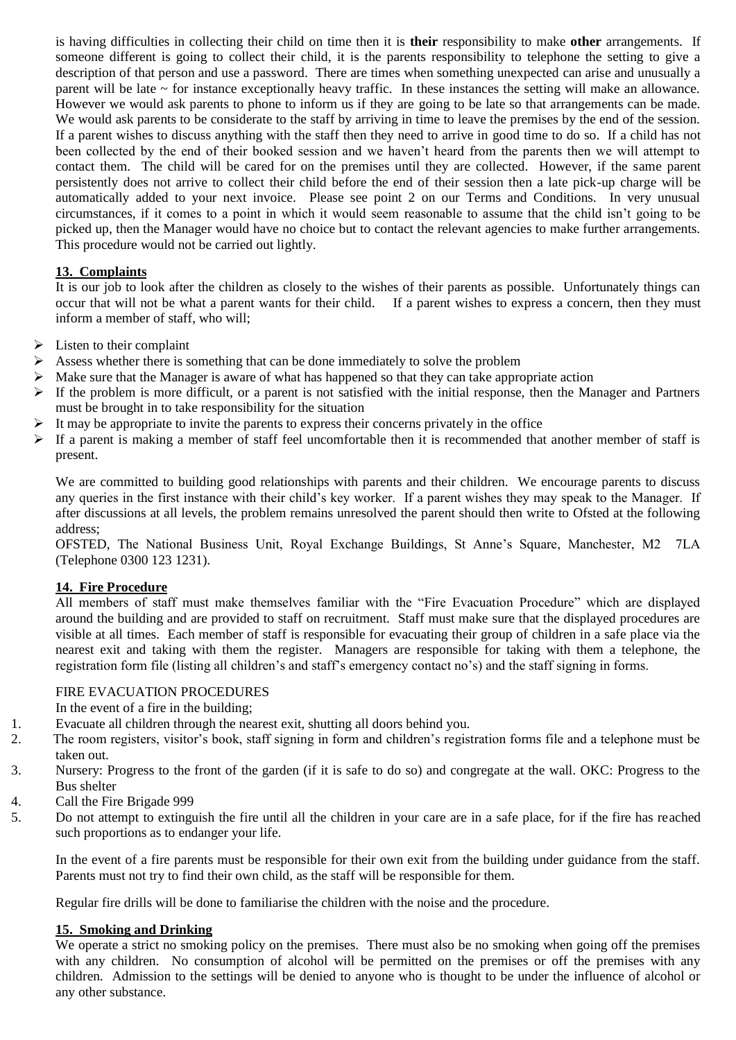is having difficulties in collecting their child on time then it is **their** responsibility to make **other** arrangements. If someone different is going to collect their child, it is the parents responsibility to telephone the setting to give a description of that person and use a password. There are times when something unexpected can arise and unusually a parent will be late ~ for instance exceptionally heavy traffic. In these instances the setting will make an allowance. However we would ask parents to phone to inform us if they are going to be late so that arrangements can be made. We would ask parents to be considerate to the staff by arriving in time to leave the premises by the end of the session. If a parent wishes to discuss anything with the staff then they need to arrive in good time to do so. If a child has not been collected by the end of their booked session and we haven't heard from the parents then we will attempt to contact them. The child will be cared for on the premises until they are collected. However, if the same parent persistently does not arrive to collect their child before the end of their session then a late pick-up charge will be automatically added to your next invoice. Please see point 2 on our Terms and Conditions. In very unusual circumstances, if it comes to a point in which it would seem reasonable to assume that the child isn't going to be picked up, then the Manager would have no choice but to contact the relevant agencies to make further arrangements. This procedure would not be carried out lightly.

**13. Complaints**

It is our job to look after the children as closely to the wishes of their parents as possible. Unfortunately things can occur that will not be what a parent wants for their child. If a parent wishes to express a concern, then they must inform a member of staff, who will;

- Listen to their complaint
- Assess whether there is something that can be done immediately to solve the problem
- Make sure that the Manager is aware of what has happened so that they can take appropriate action
- If the problem is more difficult, or a parent is not satisfied with the initial response, then the Manager and Partners must be brought in to take responsibility for the situation
- It may be appropriate to invite the parents to express their concerns privately in the office
- If a parent is making a member of staff feel uncomfortable then it is recommended that another member of staff is present.

We are committed to building good relationships with parents and their children. We encourage parents to discuss any queries in the first instance with their child's key worker. If a parent wishes they may speak to the Manager. If after discussions at all levels, the problem remains unresolved the parent should then write to Ofsted at the following address;

OFSTED, The National Business Unit, Royal Exchange Buildings, St Anne's Square, Manchester, M2 7LA (Telephone 0300 123 1231).

**14. Fire Procedure**

All members of staff must make themselves familiar with the "Fire Evacuation Procedure" which are displayed around the building and are provided to staff on recruitment. Staff must make sure that the displayed procedures are visible at all times. Each member of staff is responsible for evacuating their group of children in a safe place via the nearest exit and taking with them the register. Managers are responsible for taking with them a telephone, the registration form file (listing all children's and staff's emergency contact no's) and the staff signing in forms.

FIRE EVACUATION PROCEDURES

In the event of a fire in the building;

1. Evacuate all children through the nearest exit, shutting all doors behind you.
2. The room registers, visitor's book, staff signing in form and children's registration forms file and a telephone must be taken out.
3. Nursery: Progress to the front of the garden (if it is safe to do so) and congregate at the wall. OKC: Progress to the Bus shelter
4. Call the Fire Brigade 999
5. Do not attempt to extinguish the fire until all the children in your care are in a safe place, for if the fire has reached such proportions as to endanger your life.

In the event of a fire parents must be responsible for their own exit from the building under guidance from the staff. Parents must not try to find their own child, as the staff will be responsible for them.

Regular fire drills will be done to familiarise the children with the noise and the procedure.

**15. Smoking and Drinking**

We operate a strict no smoking policy on the premises. There must also be no smoking when going off the premises with any children. No consumption of alcohol will be permitted on the premises or off the premises with any children. Admission to the settings will be denied to anyone who is thought to be under the influence of alcohol or any other substance.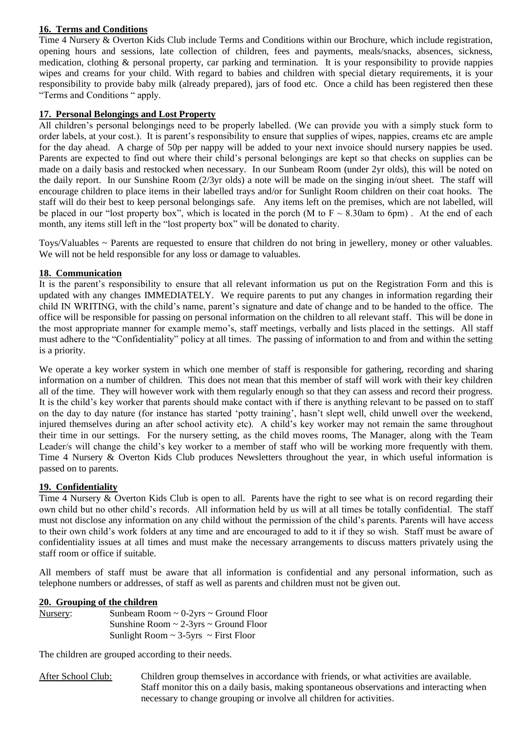## 16. Terms and Conditions

Time 4 Nursery & Overton Kids Club include Terms and Conditions within our Brochure, which include registration, opening hours and sessions, late collection of children, fees and payments, meals/snacks, absences, sickness, medication, clothing & personal property, car parking and termination. It is your responsibility to provide nappies wipes and creams for your child. With regard to babies and children with special dietary requirements, it is your responsibility to provide baby milk (already prepared), jars of food etc. Once a child has been registered then these "Terms and Conditions " apply.

## 17. Personal Belongings and Lost Property

All children's personal belongings need to be properly labelled. (We can provide you with a simply stuck form to order labels, at your cost.). It is parent's responsibility to ensure that supplies of wipes, nappies, creams etc are ample for the day ahead. A charge of 50p per nappy will be added to your next invoice should nursery nappies be used. Parents are expected to find out where their child's personal belongings are kept so that checks on supplies can be made on a daily basis and restocked when necessary. In our Sunbeam Room (under 2yr olds), this will be noted on the daily report. In our Sunshine Room (2/3yr olds) a note will be made on the singing in/out sheet. The staff will encourage children to place items in their labelled trays and/or for Sunlight Room children on their coat hooks. The staff will do their best to keep personal belongings safe. Any items left on the premises, which are not labelled, will be placed in our "lost property box", which is located in the porch (M to F ~ 8.30am to 6pm) . At the end of each month, any items still left in the "lost property box" will be donated to charity.

Toys/Valuables ~ Parents are requested to ensure that children do not bring in jewellery, money or other valuables. We will not be held responsible for any loss or damage to valuables.

## 18. Communication

It is the parent's responsibility to ensure that all relevant information us put on the Registration Form and this is updated with any changes IMMEDIATELY. We require parents to put any changes in information regarding their child IN WRITING, with the child's name, parent's signature and date of change and to be handed to the office. The office will be responsible for passing on personal information on the children to all relevant staff. This will be done in the most appropriate manner for example memo's, staff meetings, verbally and lists placed in the settings. All staff must adhere to the "Confidentiality" policy at all times. The passing of information to and from and within the setting is a priority.

We operate a key worker system in which one member of staff is responsible for gathering, recording and sharing information on a number of children. This does not mean that this member of staff will work with their key children all of the time. They will however work with them regularly enough so that they can assess and record their progress. It is the child's key worker that parents should make contact with if there is anything relevant to be passed on to staff on the day to day nature (for instance has started 'potty training', hasn't slept well, child unwell over the weekend, injured themselves during an after school activity etc). A child's key worker may not remain the same throughout their time in our settings. For the nursery setting, as the child moves rooms, The Manager, along with the Team Leader/s will change the child's key worker to a member of staff who will be working more frequently with them. Time 4 Nursery & Overton Kids Club produces Newsletters throughout the year, in which useful information is passed on to parents.

## 19. Confidentiality

Time 4 Nursery & Overton Kids Club is open to all. Parents have the right to see what is on record regarding their own child but no other child's records. All information held by us will at all times be totally confidential. The staff must not disclose any information on any child without the permission of the child's parents. Parents will have access to their own child's work folders at any time and are encouraged to add to it if they so wish. Staff must be aware of confidentiality issues at all times and must make the necessary arrangements to discuss matters privately using the staff room or office if suitable.

All members of staff must be aware that all information is confidential and any personal information, such as telephone numbers or addresses, of staff as well as parents and children must not be given out.

## 20. Grouping of the children

Nursery:
- Sunbeam Room ~ 0-2yrs ~ Ground Floor
- Sunshine Room ~ 2-3yrs ~ Ground Floor
- Sunlight Room ~ 3-5yrs ~ First Floor

The children are grouped according to their needs.

After School Club: Children group themselves in accordance with friends, or what activities are available. Staff monitor this on a daily basis, making spontaneous observations and interacting when necessary to change grouping or involve all children for activities.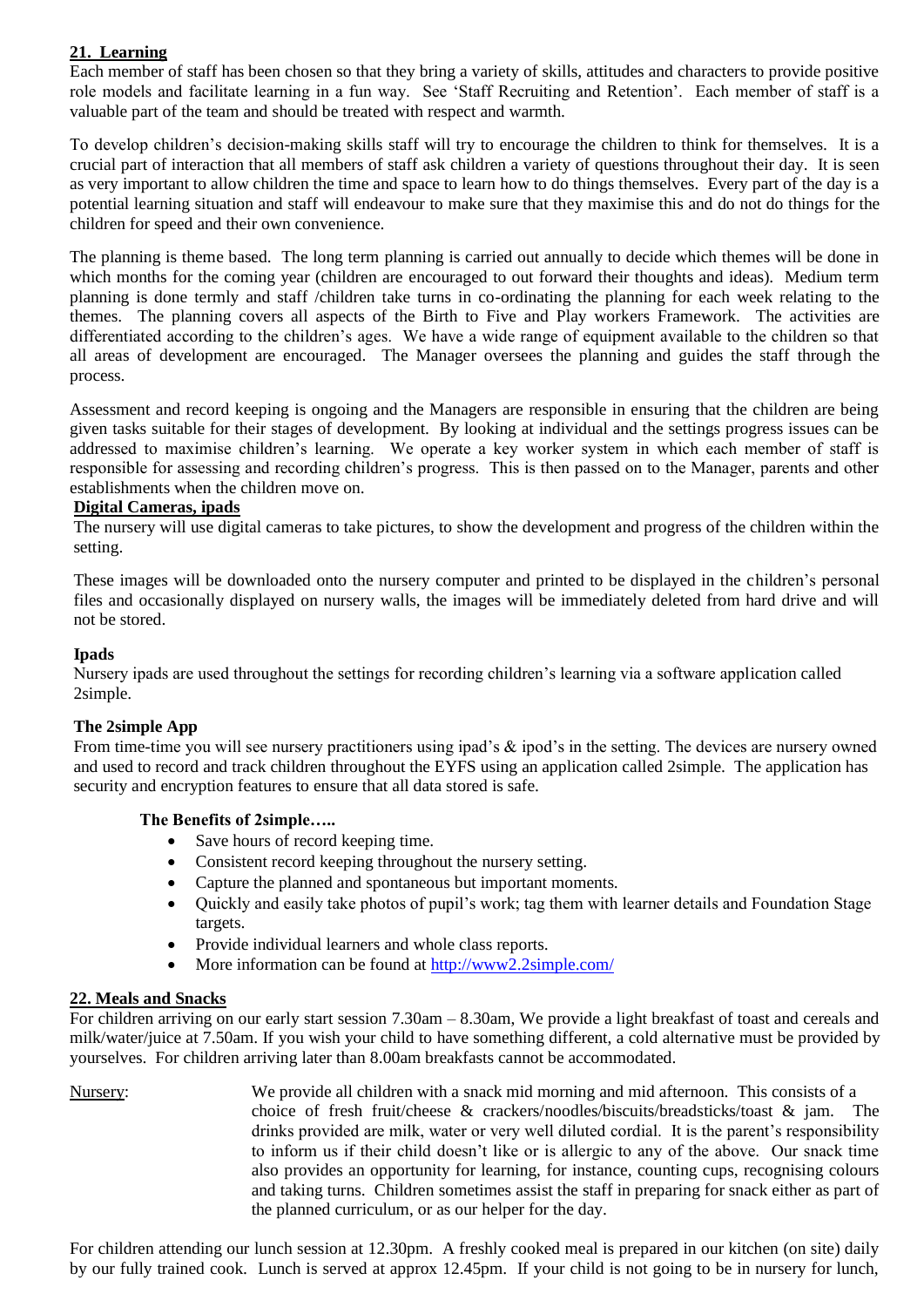## 21. Learning

Each member of staff has been chosen so that they bring a variety of skills, attitudes and characters to provide positive role models and facilitate learning in a fun way. See 'Staff Recruiting and Retention'. Each member of staff is a valuable part of the team and should be treated with respect and warmth.

To develop children's decision-making skills staff will try to encourage the children to think for themselves. It is a crucial part of interaction that all members of staff ask children a variety of questions throughout their day. It is seen as very important to allow children the time and space to learn how to do things themselves. Every part of the day is a potential learning situation and staff will endeavour to make sure that they maximise this and do not do things for the children for speed and their own convenience.

The planning is theme based. The long term planning is carried out annually to decide which themes will be done in which months for the coming year (children are encouraged to out forward their thoughts and ideas). Medium term planning is done termly and staff /children take turns in co-ordinating the planning for each week relating to the themes. The planning covers all aspects of the Birth to Five and Play workers Framework. The activities are differentiated according to the children's ages. We have a wide range of equipment available to the children so that all areas of development are encouraged. The Manager oversees the planning and guides the staff through the process.

Assessment and record keeping is ongoing and the Managers are responsible in ensuring that the children are being given tasks suitable for their stages of development. By looking at individual and the settings progress issues can be addressed to maximise children's learning. We operate a key worker system in which each member of staff is responsible for assessing and recording children's progress. This is then passed on to the Manager, parents and other establishments when the children move on.

### Digital Cameras, ipads

The nursery will use digital cameras to take pictures, to show the development and progress of the children within the setting.

These images will be downloaded onto the nursery computer and printed to be displayed in the children's personal files and occasionally displayed on nursery walls, the images will be immediately deleted from hard drive and will not be stored.

### Ipads

Nursery ipads are used throughout the settings for recording children's learning via a software application called 2simple.

### The 2simple App

From time-time you will see nursery practitioners using ipad's & ipod's in the setting. The devices are nursery owned and used to record and track children throughout the EYFS using an application called 2simple. The application has security and encryption features to ensure that all data stored is safe.

**The Benefits of 2simple…..**

- Save hours of record keeping time.
- Consistent record keeping throughout the nursery setting.
- Capture the planned and spontaneous but important moments.
- Quickly and easily take photos of pupil's work; tag them with learner details and Foundation Stage targets.
- Provide individual learners and whole class reports.
- More information can be found at http://www2.2simple.com/

## 22. Meals and Snacks

For children arriving on our early start session 7.30am – 8.30am, We provide a light breakfast of toast and cereals and milk/water/juice at 7.50am. If you wish your child to have something different, a cold alternative must be provided by yourselves. For children arriving later than 8.00am breakfasts cannot be accommodated.

Nursery: We provide all children with a snack mid morning and mid afternoon. This consists of a choice of fresh fruit/cheese & crackers/noodles/biscuits/breadsticks/toast & jam. The drinks provided are milk, water or very well diluted cordial. It is the parent's responsibility to inform us if their child doesn't like or is allergic to any of the above. Our snack time also provides an opportunity for learning, for instance, counting cups, recognising colours and taking turns. Children sometimes assist the staff in preparing for snack either as part of the planned curriculum, or as our helper for the day.

For children attending our lunch session at 12.30pm. A freshly cooked meal is prepared in our kitchen (on site) daily by our fully trained cook. Lunch is served at approx 12.45pm. If your child is not going to be in nursery for lunch,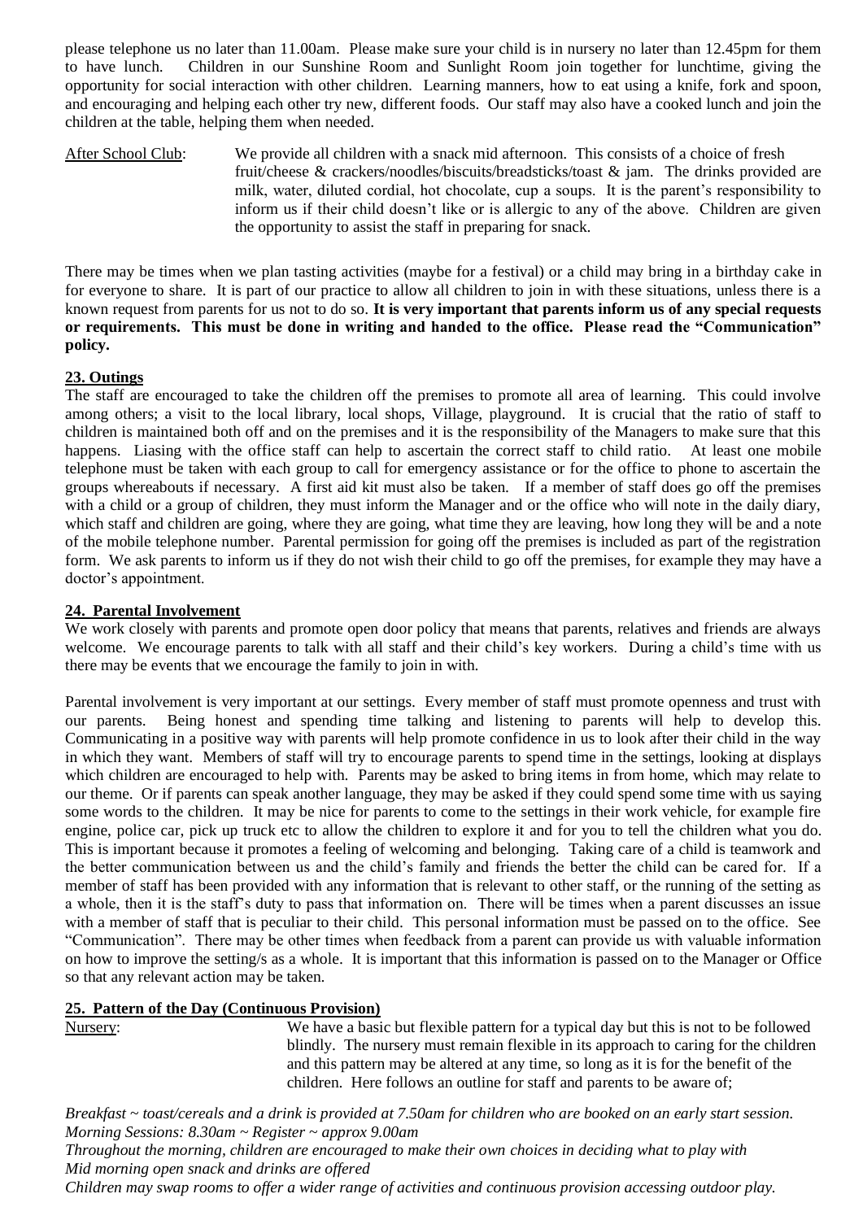please telephone us no later than 11.00am. Please make sure your child is in nursery no later than 12.45pm for them to have lunch. Children in our Sunshine Room and Sunlight Room join together for lunchtime, giving the opportunity for social interaction with other children. Learning manners, how to eat using a knife, fork and spoon, and encouraging and helping each other try new, different foods. Our staff may also have a cooked lunch and join the children at the table, helping them when needed.

<u>After School Club</u>: We provide all children with a snack mid afternoon. This consists of a choice of fresh fruit/cheese & crackers/noodles/biscuits/breadsticks/toast & jam. The drinks provided are milk, water, diluted cordial, hot chocolate, cup a soups. It is the parent's responsibility to inform us if their child doesn't like or is allergic to any of the above. Children are given the opportunity to assist the staff in preparing for snack.

There may be times when we plan tasting activities (maybe for a festival) or a child may bring in a birthday cake in for everyone to share. It is part of our practice to allow all children to join in with these situations, unless there is a known request from parents for us not to do so. **It is very important that parents inform us of any special requests or requirements. This must be done in writing and handed to the office. Please read the "Communication" policy.**

## 23. Outings

The staff are encouraged to take the children off the premises to promote all area of learning. This could involve among others; a visit to the local library, local shops, Village, playground. It is crucial that the ratio of staff to children is maintained both off and on the premises and it is the responsibility of the Managers to make sure that this happens. Liasing with the office staff can help to ascertain the correct staff to child ratio. At least one mobile telephone must be taken with each group to call for emergency assistance or for the office to phone to ascertain the groups whereabouts if necessary. A first aid kit must also be taken. If a member of staff does go off the premises with a child or a group of children, they must inform the Manager and or the office who will note in the daily diary, which staff and children are going, where they are going, what time they are leaving, how long they will be and a note of the mobile telephone number. Parental permission for going off the premises is included as part of the registration form. We ask parents to inform us if they do not wish their child to go off the premises, for example they may have a doctor's appointment.

## 24. Parental Involvement

We work closely with parents and promote open door policy that means that parents, relatives and friends are always welcome. We encourage parents to talk with all staff and their child's key workers. During a child's time with us there may be events that we encourage the family to join in with.

Parental involvement is very important at our settings. Every member of staff must promote openness and trust with our parents. Being honest and spending time talking and listening to parents will help to develop this. Communicating in a positive way with parents will help promote confidence in us to look after their child in the way in which they want. Members of staff will try to encourage parents to spend time in the settings, looking at displays which children are encouraged to help with. Parents may be asked to bring items in from home, which may relate to our theme. Or if parents can speak another language, they may be asked if they could spend some time with us saying some words to the children. It may be nice for parents to come to the settings in their work vehicle, for example fire engine, police car, pick up truck etc to allow the children to explore it and for you to tell the children what you do. This is important because it promotes a feeling of welcoming and belonging. Taking care of a child is teamwork and the better communication between us and the child's family and friends the better the child can be cared for. If a member of staff has been provided with any information that is relevant to other staff, or the running of the setting as a whole, then it is the staff's duty to pass that information on. There will be times when a parent discusses an issue with a member of staff that is peculiar to their child. This personal information must be passed on to the office. See "Communication". There may be other times when feedback from a parent can provide us with valuable information on how to improve the setting/s as a whole. It is important that this information is passed on to the Manager or Office so that any relevant action may be taken.

## 25. Pattern of the Day (Continuous Provision)

<u>Nursery</u>: We have a basic but flexible pattern for a typical day but this is not to be followed blindly. The nursery must remain flexible in its approach to caring for the children and this pattern may be altered at any time, so long as it is for the benefit of the children. Here follows an outline for staff and parents to be aware of;

*Breakfast ~ toast/cereals and a drink is provided at 7.50am for children who are booked on an early start session.*
*Morning Sessions: 8.30am ~ Register ~ approx 9.00am*
*Throughout the morning, children are encouraged to make their own choices in deciding what to play with*
*Mid morning open snack and drinks are offered*
*Children may swap rooms to offer a wider range of activities and continuous provision accessing outdoor play.*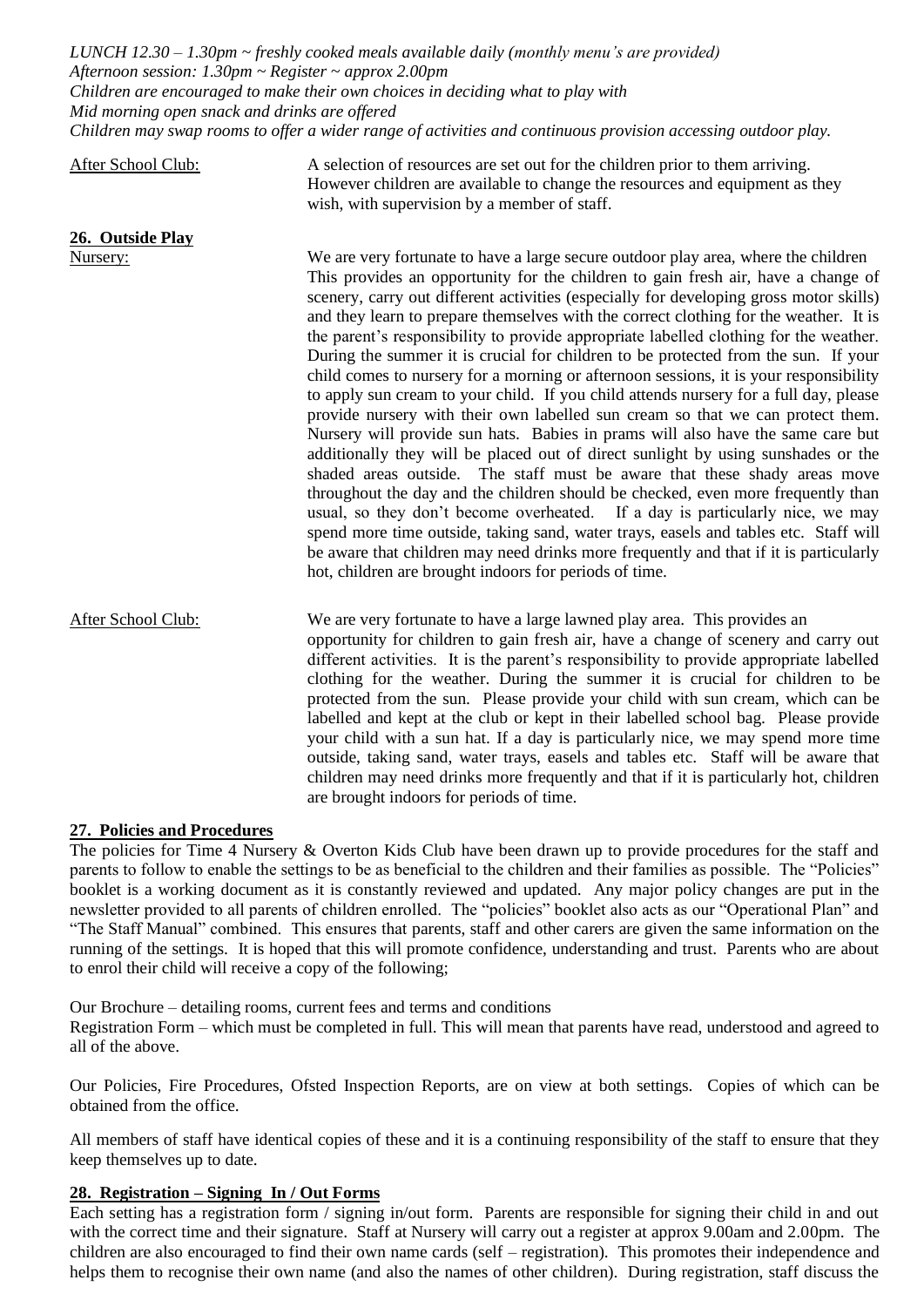*LUNCH 12.30 – 1.30pm ~ freshly cooked meals available daily (monthly menu's are provided)*
*Afternoon session: 1.30pm ~ Register ~ approx 2.00pm*
*Children are encouraged to make their own choices in deciding what to play with*
*Mid morning open snack and drinks are offered*
*Children may swap rooms to offer a wider range of activities and continuous provision accessing outdoor play.*

After School Club: A selection of resources are set out for the children prior to them arriving. However children are available to change the resources and equipment as they wish, with supervision by a member of staff.

**26. Outside Play**

Nursery: We are very fortunate to have a large secure outdoor play area, where the children This provides an opportunity for the children to gain fresh air, have a change of scenery, carry out different activities (especially for developing gross motor skills) and they learn to prepare themselves with the correct clothing for the weather. It is the parent's responsibility to provide appropriate labelled clothing for the weather. During the summer it is crucial for children to be protected from the sun. If your child comes to nursery for a morning or afternoon sessions, it is your responsibility to apply sun cream to your child. If you child attends nursery for a full day, please provide nursery with their own labelled sun cream so that we can protect them. Nursery will provide sun hats. Babies in prams will also have the same care but additionally they will be placed out of direct sunlight by using sunshades or the shaded areas outside. The staff must be aware that these shady areas move throughout the day and the children should be checked, even more frequently than usual, so they don't become overheated. If a day is particularly nice, we may spend more time outside, taking sand, water trays, easels and tables etc. Staff will be aware that children may need drinks more frequently and that if it is particularly hot, children are brought indoors for periods of time.

After School Club: We are very fortunate to have a large lawned play area. This provides an opportunity for children to gain fresh air, have a change of scenery and carry out different activities. It is the parent's responsibility to provide appropriate labelled clothing for the weather. During the summer it is crucial for children to be protected from the sun. Please provide your child with sun cream, which can be labelled and kept at the club or kept in their labelled school bag. Please provide your child with a sun hat. If a day is particularly nice, we may spend more time outside, taking sand, water trays, easels and tables etc. Staff will be aware that children may need drinks more frequently and that if it is particularly hot, children are brought indoors for periods of time.

**27. Policies and Procedures**

The policies for Time 4 Nursery & Overton Kids Club have been drawn up to provide procedures for the staff and parents to follow to enable the settings to be as beneficial to the children and their families as possible. The "Policies" booklet is a working document as it is constantly reviewed and updated. Any major policy changes are put in the newsletter provided to all parents of children enrolled. The "policies" booklet also acts as our "Operational Plan" and "The Staff Manual" combined. This ensures that parents, staff and other carers are given the same information on the running of the settings. It is hoped that this will promote confidence, understanding and trust. Parents who are about to enrol their child will receive a copy of the following;

Our Brochure – detailing rooms, current fees and terms and conditions
Registration Form – which must be completed in full. This will mean that parents have read, understood and agreed to all of the above.

Our Policies, Fire Procedures, Ofsted Inspection Reports, are on view at both settings. Copies of which can be obtained from the office.

All members of staff have identical copies of these and it is a continuing responsibility of the staff to ensure that they keep themselves up to date.

**28. Registration – Signing In / Out Forms**

Each setting has a registration form / signing in/out form. Parents are responsible for signing their child in and out with the correct time and their signature. Staff at Nursery will carry out a register at approx 9.00am and 2.00pm. The children are also encouraged to find their own name cards (self – registration). This promotes their independence and helps them to recognise their own name (and also the names of other children). During registration, staff discuss the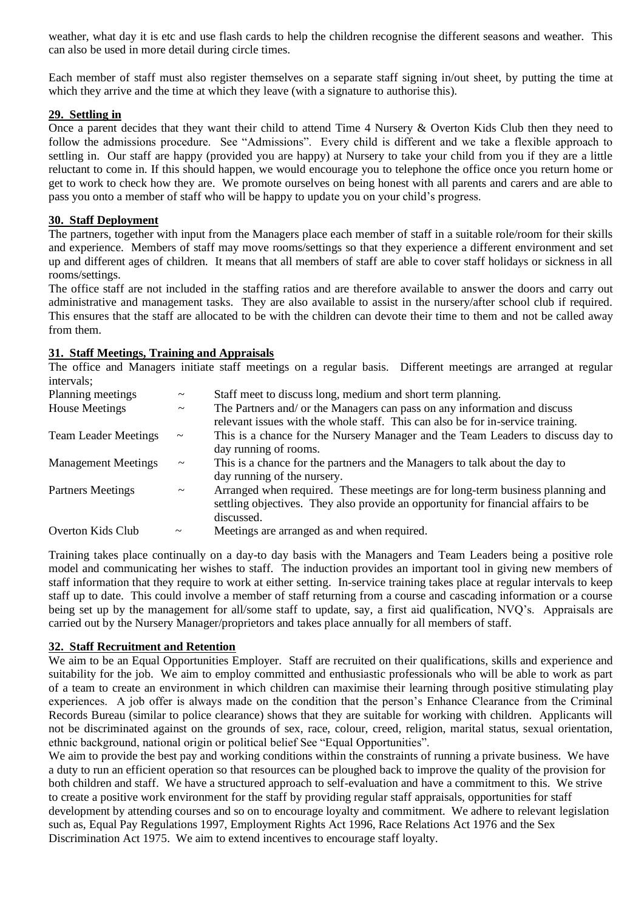weather, what day it is etc and use flash cards to help the children recognise the different seasons and weather. This can also be used in more detail during circle times.

Each member of staff must also register themselves on a separate staff signing in/out sheet, by putting the time at which they arrive and the time at which they leave (with a signature to authorise this).

## 29. Settling in

Once a parent decides that they want their child to attend Time 4 Nursery & Overton Kids Club then they need to follow the admissions procedure. See "Admissions". Every child is different and we take a flexible approach to settling in. Our staff are happy (provided you are happy) at Nursery to take your child from you if they are a little reluctant to come in. If this should happen, we would encourage you to telephone the office once you return home or get to work to check how they are. We promote ourselves on being honest with all parents and carers and are able to pass you onto a member of staff who will be happy to update you on your child's progress.

## 30. Staff Deployment

The partners, together with input from the Managers place each member of staff in a suitable role/room for their skills and experience. Members of staff may move rooms/settings so that they experience a different environment and set up and different ages of children. It means that all members of staff are able to cover staff holidays or sickness in all rooms/settings.

The office staff are not included in the staffing ratios and are therefore available to answer the doors and carry out administrative and management tasks. They are also available to assist in the nursery/after school club if required. This ensures that the staff are allocated to be with the children can devote their time to them and not be called away from them.

## 31. Staff Meetings, Training and Appraisals

The office and Managers initiate staff meetings on a regular basis. Different meetings are arranged at regular intervals;

| | | |
|---|---|---|
| Planning meetings | ~ | Staff meet to discuss long, medium and short term planning. |
| House Meetings | ~ | The Partners and/ or the Managers can pass on any information and discuss relevant issues with the whole staff. This can also be for in-service training. |
| Team Leader Meetings | ~ | This is a chance for the Nursery Manager and the Team Leaders to discuss day to day running of rooms. |
| Management Meetings | ~ | This is a chance for the partners and the Managers to talk about the day to day running of the nursery. |
| Partners Meetings | ~ | Arranged when required. These meetings are for long-term business planning and settling objectives. They also provide an opportunity for financial affairs to be discussed. |
| Overton Kids Club | ~ | Meetings are arranged as and when required. |

Training takes place continually on a day-to day basis with the Managers and Team Leaders being a positive role model and communicating her wishes to staff. The induction provides an important tool in giving new members of staff information that they require to work at either setting. In-service training takes place at regular intervals to keep staff up to date. This could involve a member of staff returning from a course and cascading information or a course being set up by the management for all/some staff to update, say, a first aid qualification, NVQ's. Appraisals are carried out by the Nursery Manager/proprietors and takes place annually for all members of staff.

## 32. Staff Recruitment and Retention

We aim to be an Equal Opportunities Employer. Staff are recruited on their qualifications, skills and experience and suitability for the job. We aim to employ committed and enthusiastic professionals who will be able to work as part of a team to create an environment in which children can maximise their learning through positive stimulating play experiences. A job offer is always made on the condition that the person's Enhance Clearance from the Criminal Records Bureau (similar to police clearance) shows that they are suitable for working with children. Applicants will not be discriminated against on the grounds of sex, race, colour, creed, religion, marital status, sexual orientation, ethnic background, national origin or political belief See "Equal Opportunities".

We aim to provide the best pay and working conditions within the constraints of running a private business. We have a duty to run an efficient operation so that resources can be ploughed back to improve the quality of the provision for both children and staff. We have a structured approach to self-evaluation and have a commitment to this. We strive to create a positive work environment for the staff by providing regular staff appraisals, opportunities for staff development by attending courses and so on to encourage loyalty and commitment. We adhere to relevant legislation such as, Equal Pay Regulations 1997, Employment Rights Act 1996, Race Relations Act 1976 and the Sex Discrimination Act 1975. We aim to extend incentives to encourage staff loyalty.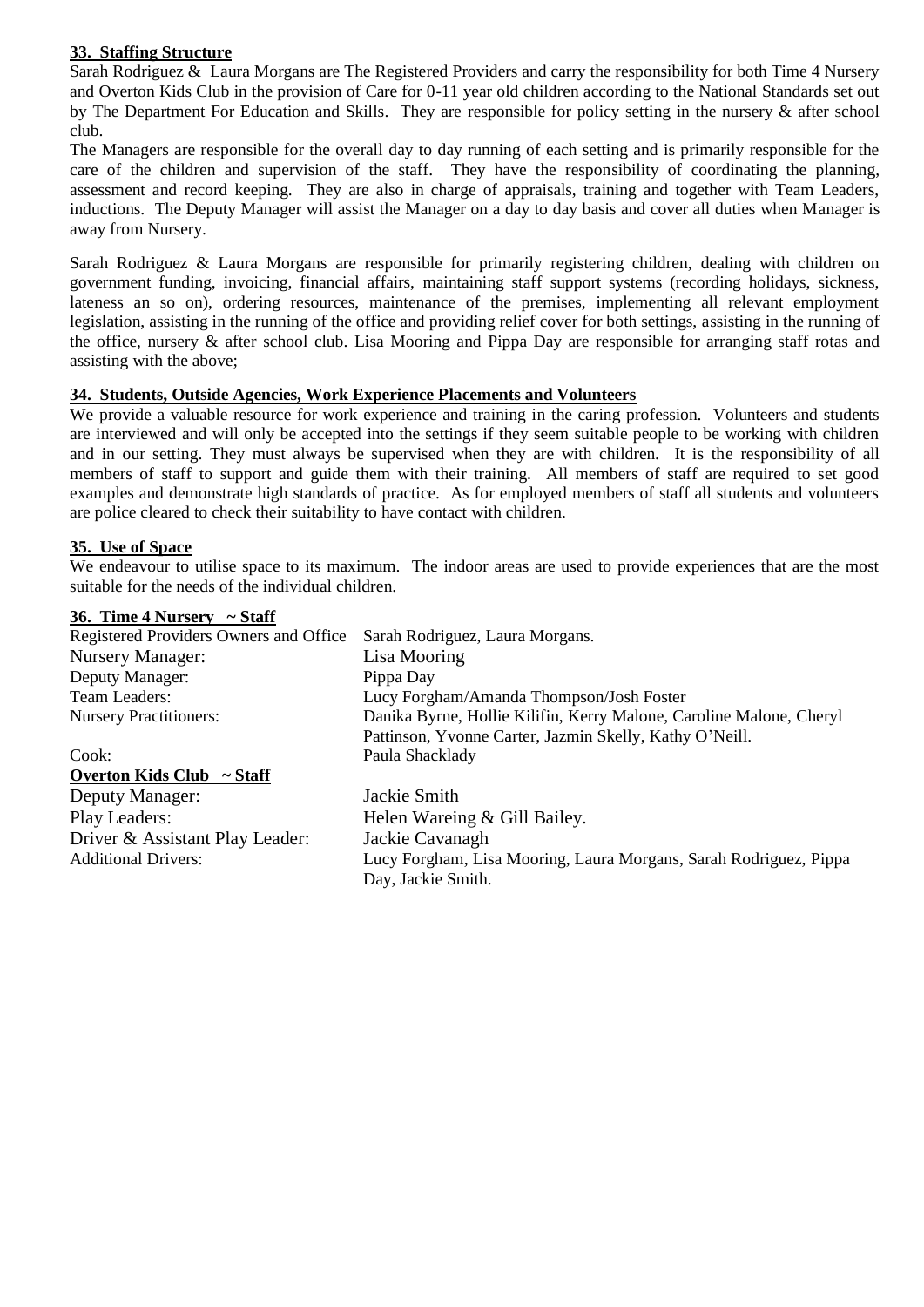### 33. Staffing Structure

Sarah Rodriguez & Laura Morgans are The Registered Providers and carry the responsibility for both Time 4 Nursery and Overton Kids Club in the provision of Care for 0-11 year old children according to the National Standards set out by The Department For Education and Skills. They are responsible for policy setting in the nursery & after school club.

The Managers are responsible for the overall day to day running of each setting and is primarily responsible for the care of the children and supervision of the staff. They have the responsibility of coordinating the planning, assessment and record keeping. They are also in charge of appraisals, training and together with Team Leaders, inductions. The Deputy Manager will assist the Manager on a day to day basis and cover all duties when Manager is away from Nursery.

Sarah Rodriguez & Laura Morgans are responsible for primarily registering children, dealing with children on government funding, invoicing, financial affairs, maintaining staff support systems (recording holidays, sickness, lateness an so on), ordering resources, maintenance of the premises, implementing all relevant employment legislation, assisting in the running of the office and providing relief cover for both settings, assisting in the running of the office, nursery & after school club. Lisa Mooring and Pippa Day are responsible for arranging staff rotas and assisting with the above;

### 34. Students, Outside Agencies, Work Experience Placements and Volunteers

We provide a valuable resource for work experience and training in the caring profession. Volunteers and students are interviewed and will only be accepted into the settings if they seem suitable people to be working with children and in our setting. They must always be supervised when they are with children. It is the responsibility of all members of staff to support and guide them with their training. All members of staff are required to set good examples and demonstrate high standards of practice. As for employed members of staff all students and volunteers are police cleared to check their suitability to have contact with children.

### 35. Use of Space

We endeavour to utilise space to its maximum. The indoor areas are used to provide experiences that are the most suitable for the needs of the individual children.

### 36. Time 4 Nursery ~ Staff

| | |
|---|---|
| Registered Providers Owners and Office | Sarah Rodriguez, Laura Morgans. |
| Nursery Manager: | Lisa Mooring |
| Deputy Manager: | Pippa Day |
| Team Leaders: | Lucy Forgham/Amanda Thompson/Josh Foster |
| Nursery Practitioners: | Danika Byrne, Hollie Kilifin, Kerry Malone, Caroline Malone, Cheryl Pattinson, Yvonne Carter, Jazmin Skelly, Kathy O'Neill. |
| Cook: | Paula Shacklady |

**Overton Kids Club ~ Staff**

| | |
|---|---|
| Deputy Manager: | Jackie Smith |
| Play Leaders: | Helen Wareing & Gill Bailey. |
| Driver & Assistant Play Leader: | Jackie Cavanagh |
| Additional Drivers: | Lucy Forgham, Lisa Mooring, Laura Morgans, Sarah Rodriguez, Pippa Day, Jackie Smith. |